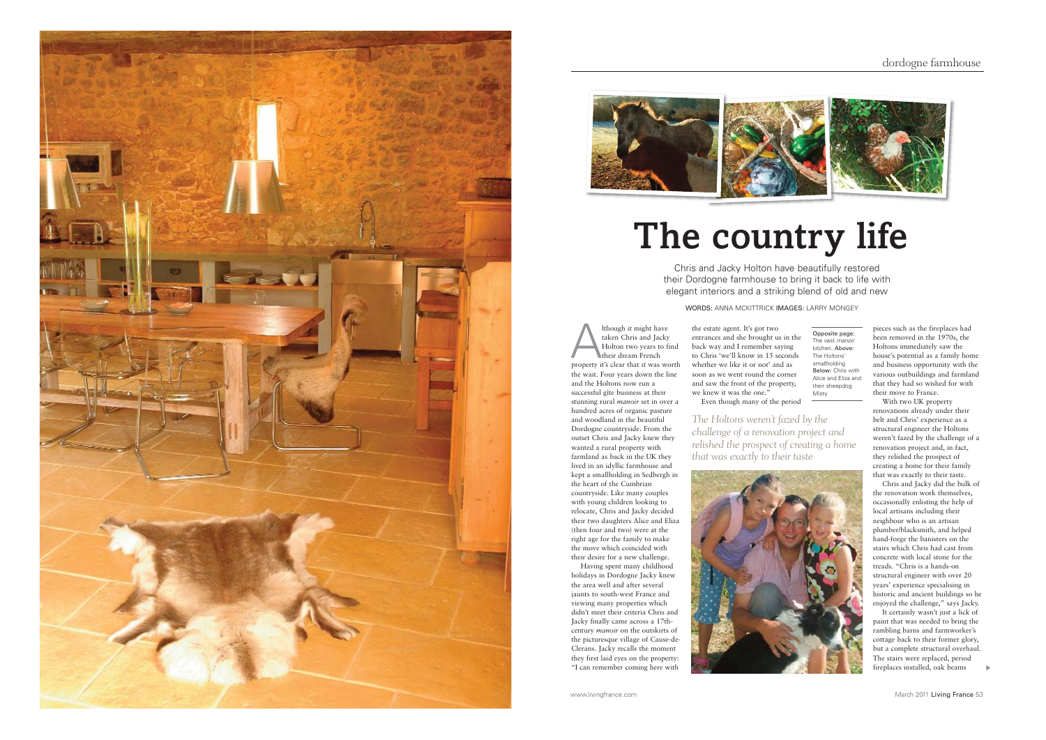# The country life

Chris and Jacky Holton have beautifully restored their Dordogne farmhouse to bring it back to life with elegant interiors and a striking blend of old and new

WORDS: ANNA MCKITTRICK IMAGES: LARRY MONGEY

Although it might have taken Chris and Jacky Holton two years to find their dream French property it's clear that it was worth the wait. Four years down the line and the Holtons now run a successful gîte business at their stunning rural *manoir* set in over a hundred acres of organic pasture and woodland in the beautiful Dordogne countryside. From the outset Chris and Jacky knew they wanted a rural property with farmland as back in the UK they lived in an idyllic farmhouse and kept a smallholding in Sedbergh in the heart of the Cumbrian countryside. Like many couples with young children looking to relocate, Chris and Jacky decided their two daughters Alice and Eliza (then four and two) were at the right age for the family to make the move which coincided with their desire for a new challenge.

Having spent many childhood holidays in Dordogne Jacky knew the area well and after several jaunts to south-west France and viewing many properties which didn't meet their criteria Chris and Jacky finally came across a 17th-century *manoir* on the outskirts of the picturesque village of Cause-de-Clerans. Jacky recalls the moment they first laid eyes on the property: "I can remember coming here with the estate agent. It's got two entrances and she brought us in the back way and I remember saying to Chris 'we'll know in 15 seconds whether we like it or not' and as soon as we went round the corner and saw the front of the property, we knew it was the one."

Even though many of the period pieces such as the fireplaces had been removed in the 1970s, the Holtons immediately saw the house's potential as a family home and business opportunity with the various outbuildings and farmland that they had so wished for with their move to France.

*The Holtons weren't fazed by the challenge of a renovation project and relished the prospect of creating a home that was exactly to their taste*

**Opposite page:** The vast *manoir* kitchen. **Above:** The Holtons' smallholding **Below:** Chris with Alice and Eliza and their sheepdog Misty

With two UK property renovations already under their belt and Chris' experience as a structural engineer the Holtons weren't fazed by the challenge of a renovation project and, in fact, they relished the prospect of creating a home for their family that was exactly to their taste.

Chris and Jacky did the bulk of the renovation work themselves, occasionally enlisting the help of local artisans including their neighbour who is an artisan plumber/blacksmith, and helped hand-forge the banisters on the stairs which Chris had cast from concrete with local stone for the treads. "Chris is a hands-on structural engineer with over 20 years' experience specialising in historic and ancient buildings so he enjoyed the challenge," says Jacky.

It certainly wasn't just a lick of paint that was needed to bring the rambling barns and farmworker's cottage back to their former glory, but a complete structural overhaul. The stairs were replaced, period fireplaces installed, oak beams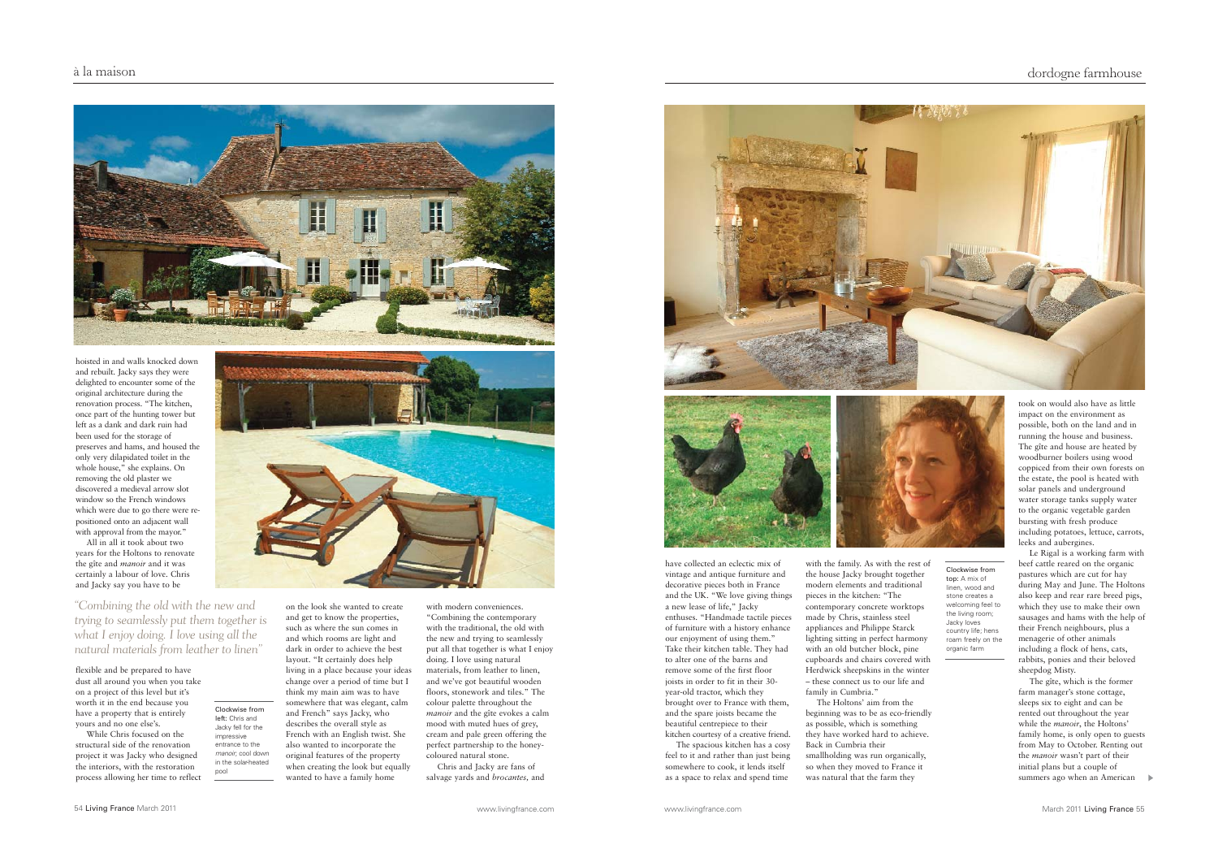hoisted in and walls knocked down and rebuilt. Jacky says they were delighted to encounter some of the original architecture during the renovation process. "The kitchen, once part of the hunting tower but left as a dank and dark ruin had been used for the storage of preserves and hams, and housed the only very dilapidated toilet in the whole house," she explains. On removing the old plaster we discovered a medieval arrow slot window so the French windows which were due to go there were re-positioned onto an adjacent wall with approval from the mayor."

All in all it took about two years for the Holtons to renovate the gîte and *manoir* and it was certainly a labour of love. Chris and Jacky say you have to be flexible and be prepared to have dust all around you when you take on a project of this level but it's worth it in the end because you have a property that is entirely yours and no one else's.

*"Combining the old with the new and trying to seamlessly put them together is what I enjoy doing. I love using all the natural materials from leather to linen"*

While Chris focused on the structural side of the renovation project it was Jacky who designed the interiors, with the restoration process allowing her time to reflect on the look she wanted to create and get to know the properties, such as where the sun comes in and which rooms are light and dark in order to achieve the best layout. "It certainly does help living in a place because your ideas change over a period of time but I think my main aim was to have somewhere that was elegant, calm and French" says Jacky, who describes the overall style as French with an English twist. She also wanted to incorporate the original features of the property when creating the look but equally wanted to have a family home with modern conveniences. "Combining the contemporary with the traditional, the old with the new and trying to seamlessly put all that together is what I enjoy doing. I love using natural materials, from leather to linen, and we've got beautiful wooden floors, stonework and tiles." The colour palette throughout the *manoir* and the gîte evokes a calm mood with muted hues of grey, cream and pale green offering the perfect partnership to the honey-coloured natural stone.

Clockwise from left: Chris and Jacky fell for the impressive entrance to the *manoir*; cool down in the solar-heated pool

Chris and Jacky are fans of salvage yards and *brocantes*, and have collected an eclectic mix of vintage and antique furniture and decorative pieces both in France and the UK. "We love giving things a new lease of life," Jacky enthuses. "Handmade tactile pieces of furniture with a history enhance our enjoyment of using them." Take their kitchen table. They had to alter one of the barns and remove some of the first floor joists in order to fit in their 30-year-old tractor, which they brought over to France with them, and the spare joists became the beautiful centrepiece to their kitchen courtesy of a creative friend.

The spacious kitchen has a cosy feel to it and rather than just being somewhere to cook, it lends itself as a space to relax and spend time with the family. As with the rest of the house Jacky brought together modern elements and traditional pieces in the kitchen: "The contemporary concrete worktops made by Chris, stainless steel appliances and Philippe Starck lighting sitting in perfect harmony with an old butcher block, pine cupboards and chairs covered with Herdwick sheepskins in the winter – these connect us to our life and family in Cumbria."

The Holtons' aim from the beginning was to be as eco-friendly as possible, which is something they have worked hard to achieve. Back in Cumbria their smallholding was run organically, so when they moved to France it was natural that the farm they took on would also have as little impact on the environment as possible, both on the land and in running the house and business. The gîte and house are heated by woodburner boilers using wood coppiced from their own forests on the estate, the pool is heated with solar panels and underground water storage tanks supply water to the organic vegetable garden bursting with fresh produce including potatoes, lettuce, carrots, leeks and aubergines.

Clockwise from top: A mix of linen, wood and stone creates a welcoming feel to the living room; Jacky loves country life; hens roam freely on the organic farm

Le Rigal is a working farm with beef cattle reared on the organic pastures which are cut for hay during May and June. The Holtons also keep and rear rare breed pigs, which they use to make their own sausages and hams with the help of their French neighbours, plus a menagerie of other animals including a flock of hens, cats, rabbits, ponies and their beloved sheepdog Misty.

The gîte, which is the former farm manager's stone cottage, sleeps six to eight and can be rented out throughout the year while the *manoir*, the Holtons' family home, is only open to guests from May to October. Renting out the *manoir* wasn't part of their initial plans but a couple of summers ago when an American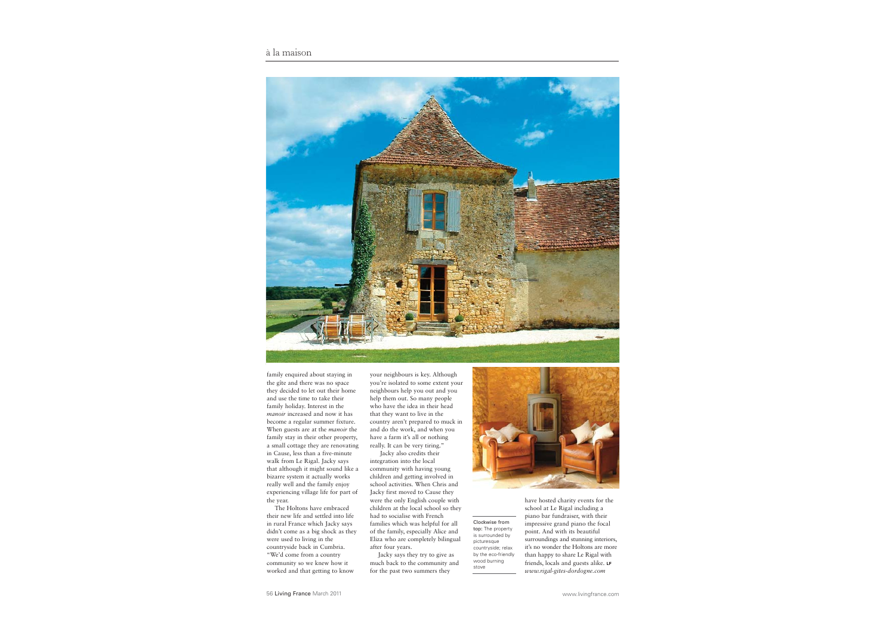family enquired about staying in the gîte and there was no space they decided to let out their home and use the time to take their family holiday. Interest in the *manoir* increased and now it has become a regular summer fixture. When guests are at the *manoir* the family stay in their other property, a small cottage they are renovating in Cause, less than a five-minute walk from Le Rigal. Jacky says that although it might sound like a bizarre system it actually works really well and the family enjoy experiencing village life for part of the year.

The Holtons have embraced their new life and settled into life in rural France which Jacky says didn't come as a big shock as they were used to living in the countryside back in Cumbria. "We'd come from a country community so we knew how it worked and that getting to know your neighbours is key. Although you're isolated to some extent your neighbours help you out and you help them out. So many people who have the idea in their head that they want to live in the country aren't prepared to muck in and do the work, and when you have a farm it's all or nothing really. It can be very tiring."

Jacky also credits their integration into the local community with having young children and getting involved in school activities. When Chris and Jacky first moved to Cause they were the only English couple with children at the local school so they had to socialise with French families which was helpful for all of the family, especially Alice and Eliza who are completely bilingual after four years.

Jacky says they try to give as much back to the community and for the past two summers they have hosted charity events for the school at Le Rigal including a piano bar fundraiser, with their impressive grand piano the focal point. And with its beautiful surroundings and stunning interiors, it's no wonder the Holtons are more than happy to share Le Rigal with friends, locals and guests alike. LF

*www.rigal-gites-dordogne.com*

**Clockwise from top:** The property is surrounded by picturesque countryside; relax by the eco-friendly wood burning stove